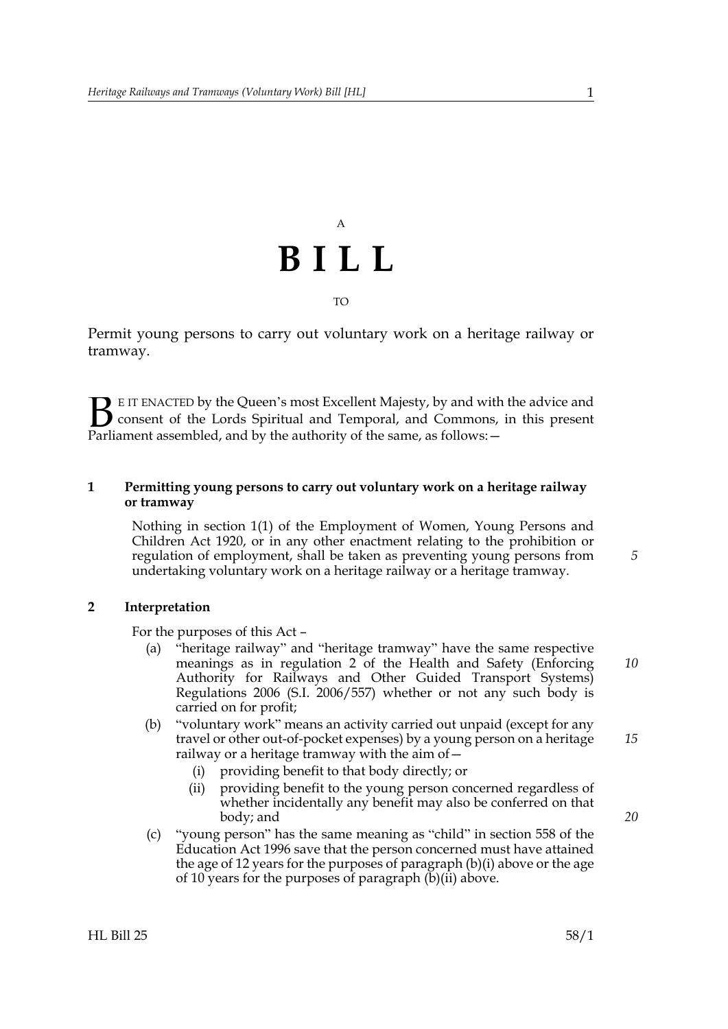A

# BILL

TO

Permit young persons to carry out voluntary work on a heritage railway or tramway.

BE IT ENACTED by the Queen's most Excellent Majesty, by and with the advice and consent of the Lords Spiritual and Temporal, and Commons, in this present Parliament assembled, and by the authority of the same, as follows:—

### 1 Permitting young persons to carry out voluntary work on a heritage railway or tramway

Nothing in section 1(1) of the Employment of Women, Young Persons and Children Act 1920, or in any other enactment relating to the prohibition or regulation of employment, shall be taken as preventing young persons from undertaking voluntary work on a heritage railway or a heritage tramway.

### 2 Interpretation

For the purposes of this Act –

(a) "heritage railway" and "heritage tramway" have the same respective meanings as in regulation 2 of the Health and Safety (Enforcing Authority for Railways and Other Guided Transport Systems) Regulations 2006 (S.I. 2006/557) whether or not any such body is carried on for profit;

(b) "voluntary work" means an activity carried out unpaid (except for any travel or other out-of-pocket expenses) by a young person on a heritage railway or a heritage tramway with the aim of—

   (i) providing benefit to that body directly; or

   (ii) providing benefit to the young person concerned regardless of whether incidentally any benefit may also be conferred on that body; and

(c) "young person" has the same meaning as "child" in section 558 of the Education Act 1996 save that the person concerned must have attained the age of 12 years for the purposes of paragraph (b)(i) above or the age of 10 years for the purposes of paragraph (b)(ii) above.

HL Bill 25 58/1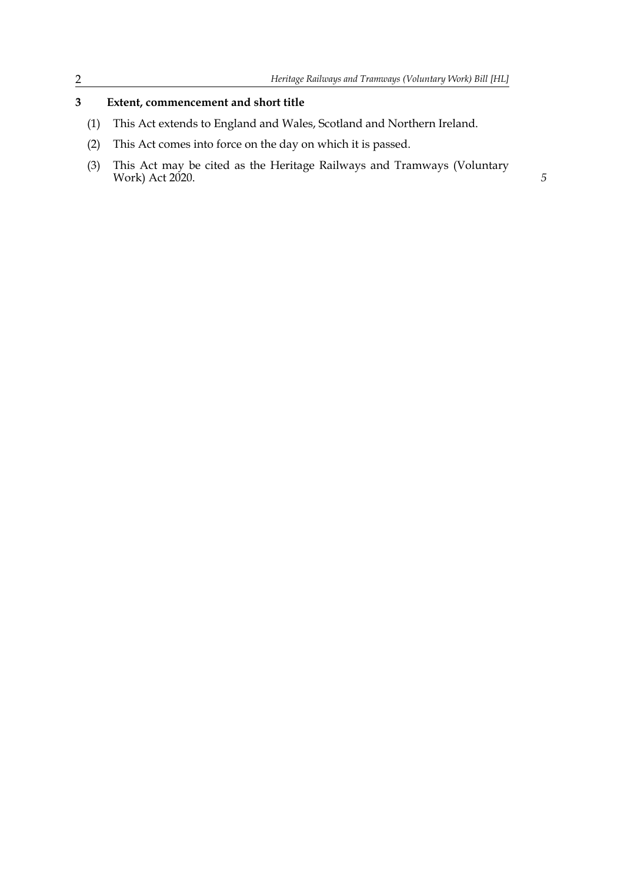## 3 Extent, commencement and short title

(1) This Act extends to England and Wales, Scotland and Northern Ireland.

(2) This Act comes into force on the day on which it is passed.

(3) This Act may be cited as the Heritage Railways and Tramways (Voluntary Work) Act 2020.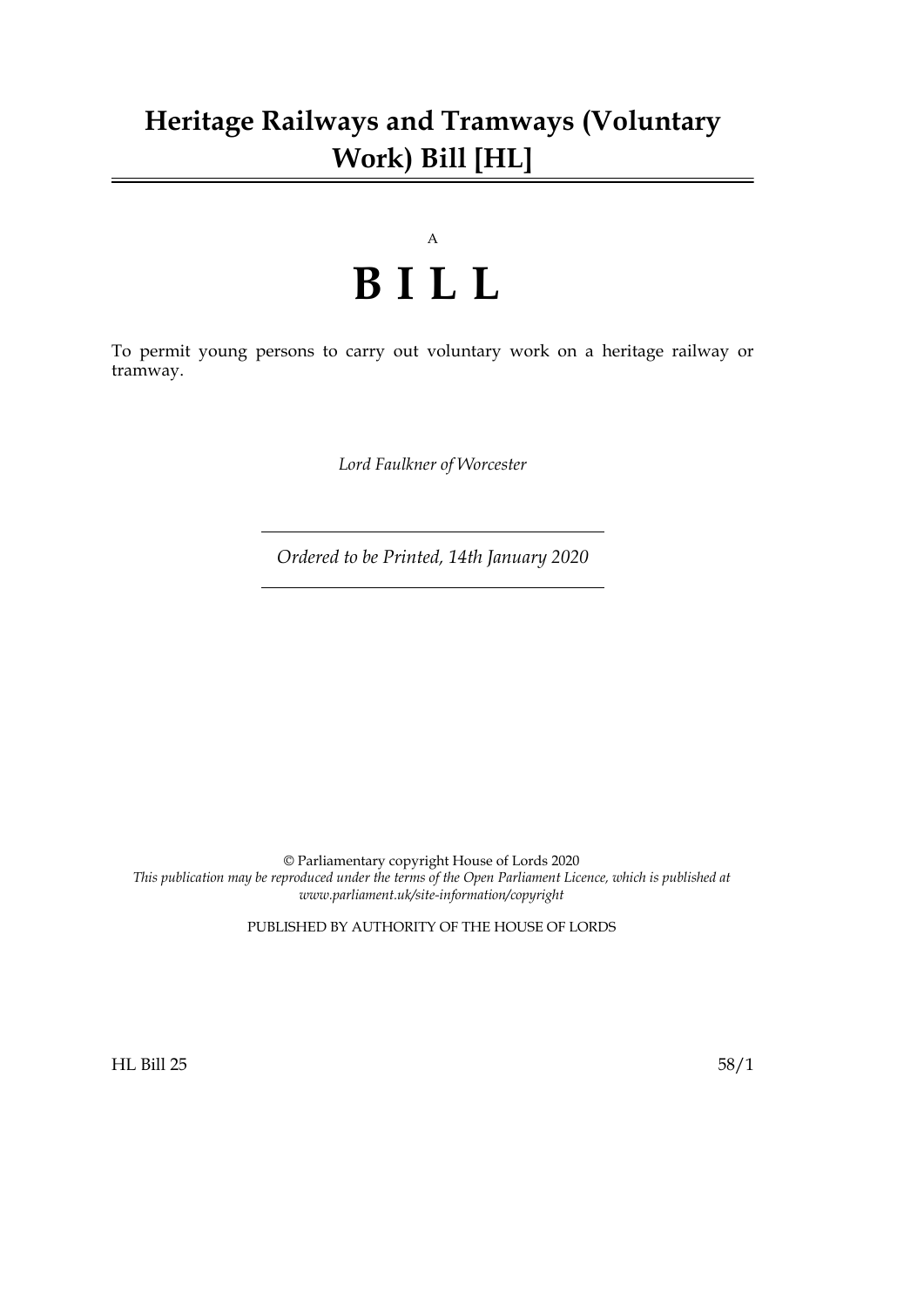# Heritage Railways and Tramways (Voluntary Work) Bill [HL]

A

# B I L L

To permit young persons to carry out voluntary work on a heritage railway or tramway.

*Lord Faulkner of Worcester*

---

*Ordered to be Printed, 14th January 2020*

---

© Parliamentary copyright House of Lords 2020
*This publication may be reproduced under the terms of the Open Parliament Licence, which is published at www.parliament.uk/site-information/copyright*

PUBLISHED BY AUTHORITY OF THE HOUSE OF LORDS

HL Bill 25 58/1